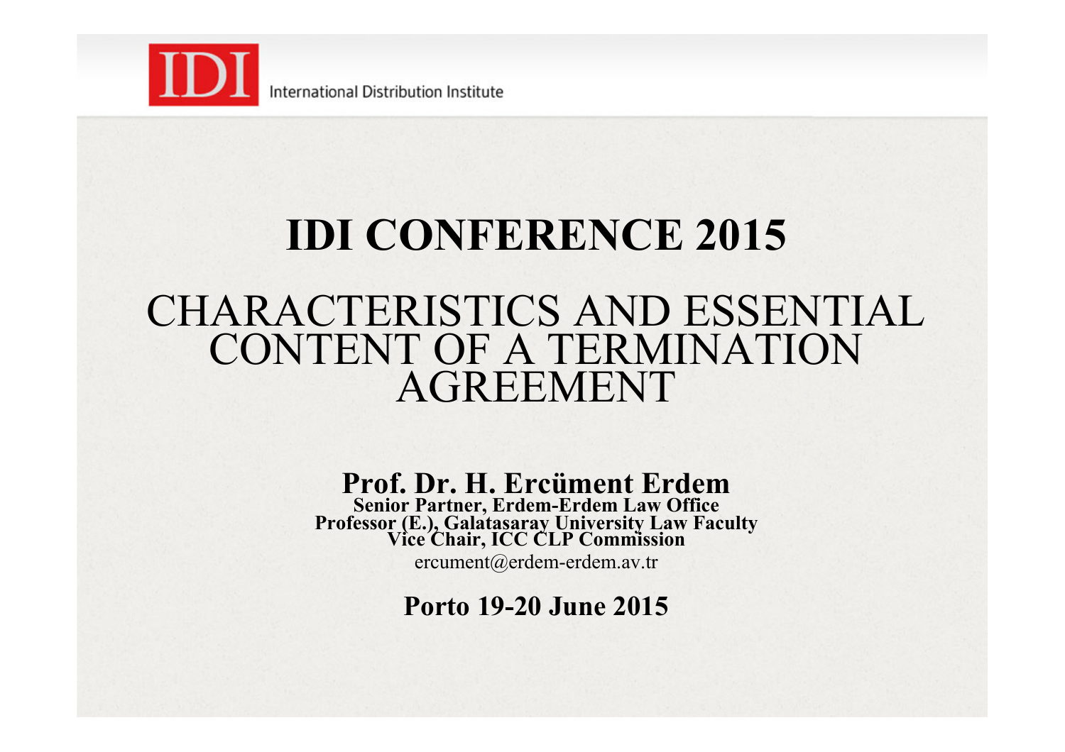IDI International Distribution Institute

# IDI CONFERENCE 2015

## CHARACTERISTICS AND ESSENTIAL CONTENT OF A TERMINATION AGREEMENT

**Prof. Dr. H. Ercüment Erdem**
**Senior Partner, Erdem-Erdem Law Office**
**Professor (E.), Galatasaray University Law Faculty**
**Vice Chair, ICC CLP Commission**
ercument@erdem-erdem.av.tr

**Porto 19-20 June 2015**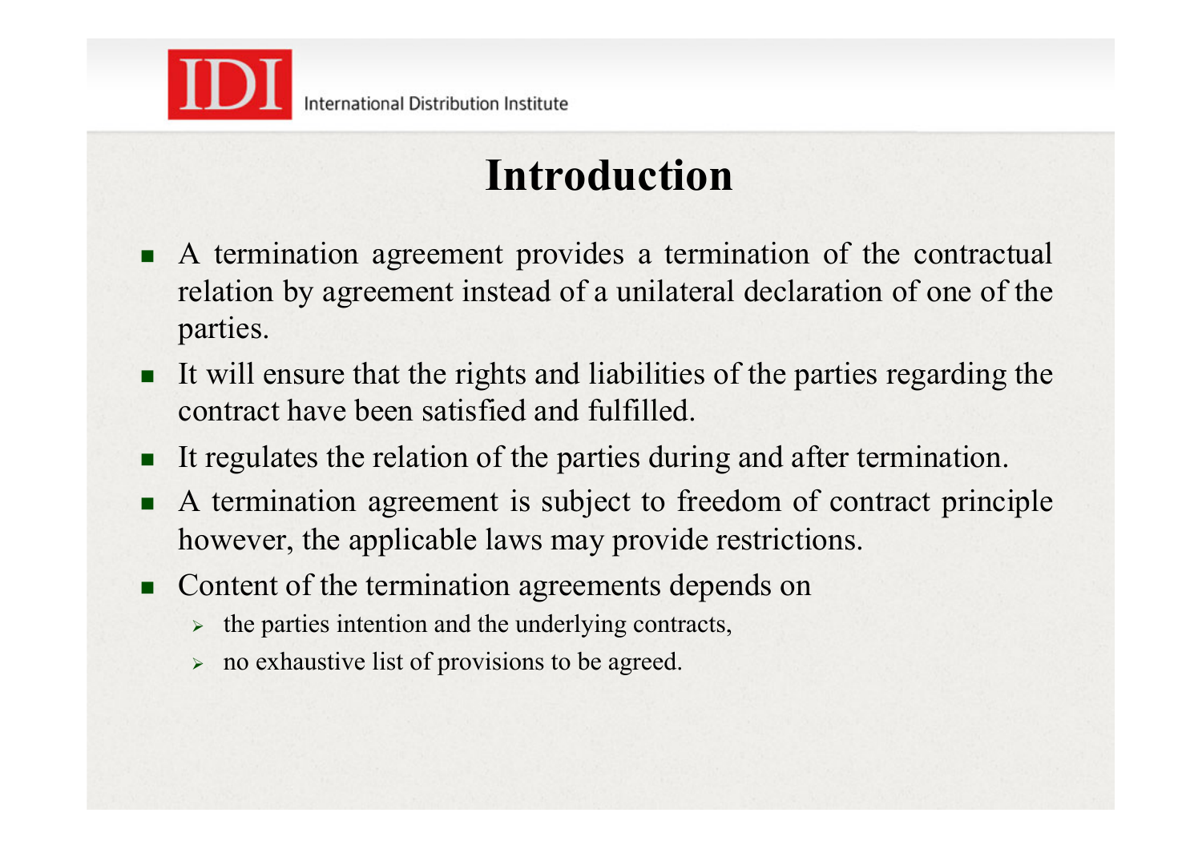# Introduction

- A termination agreement provides a termination of the contractual relation by agreement instead of a unilateral declaration of one of the parties.
- It will ensure that the rights and liabilities of the parties regarding the contract have been satisfied and fulfilled.
- It regulates the relation of the parties during and after termination.
- A termination agreement is subject to freedom of contract principle however, the applicable laws may provide restrictions.
- Content of the termination agreements depends on
  - the parties intention and the underlying contracts,
  - no exhaustive list of provisions to be agreed.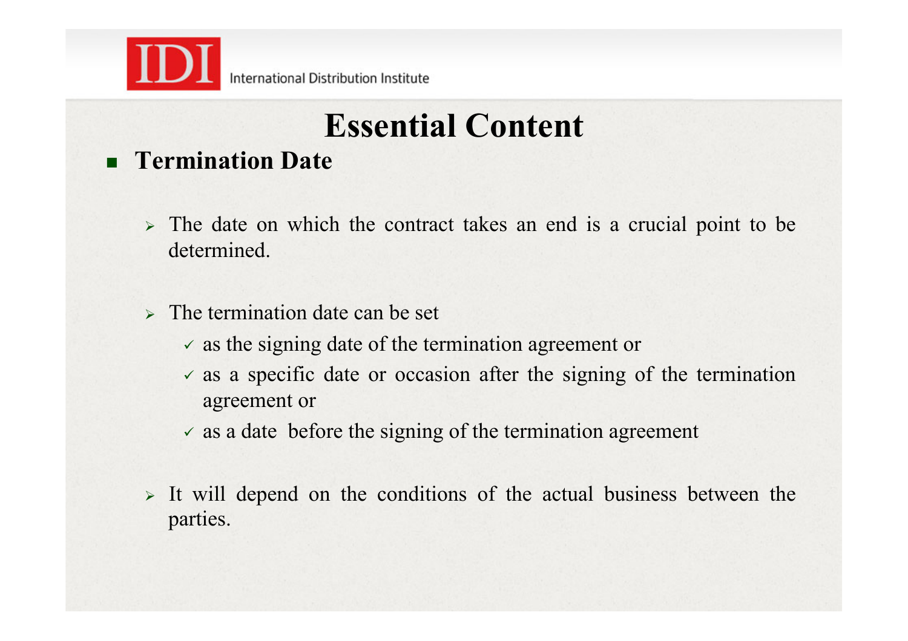# Essential Content

- **Termination Date**

  - The date on which the contract takes an end is a crucial point to be determined.

  - The termination date can be set
    - ✓ as the signing date of the termination agreement or
    - ✓ as a specific date or occasion after the signing of the termination agreement or
    - ✓ as a date before the signing of the termination agreement

  - It will depend on the conditions of the actual business between the parties.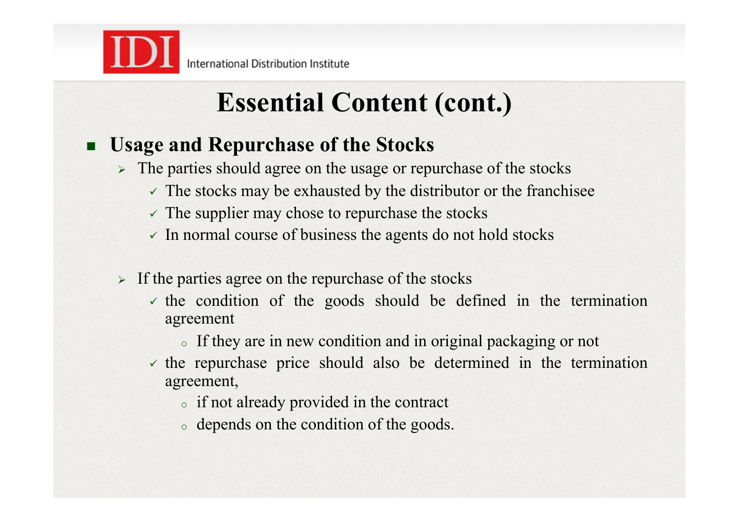# Essential Content (cont.)

- **Usage and Repurchase of the Stocks**
  - The parties should agree on the usage or repurchase of the stocks
    - ✓ The stocks may be exhausted by the distributor or the franchisee
    - ✓ The supplier may chose to repurchase the stocks
    - ✓ In normal course of business the agents do not hold stocks
  - If the parties agree on the repurchase of the stocks
    - ✓ the condition of the goods should be defined in the termination agreement
      - If they are in new condition and in original packaging or not
    - ✓ the repurchase price should also be determined in the termination agreement,
      - if not already provided in the contract
      - depends on the condition of the goods.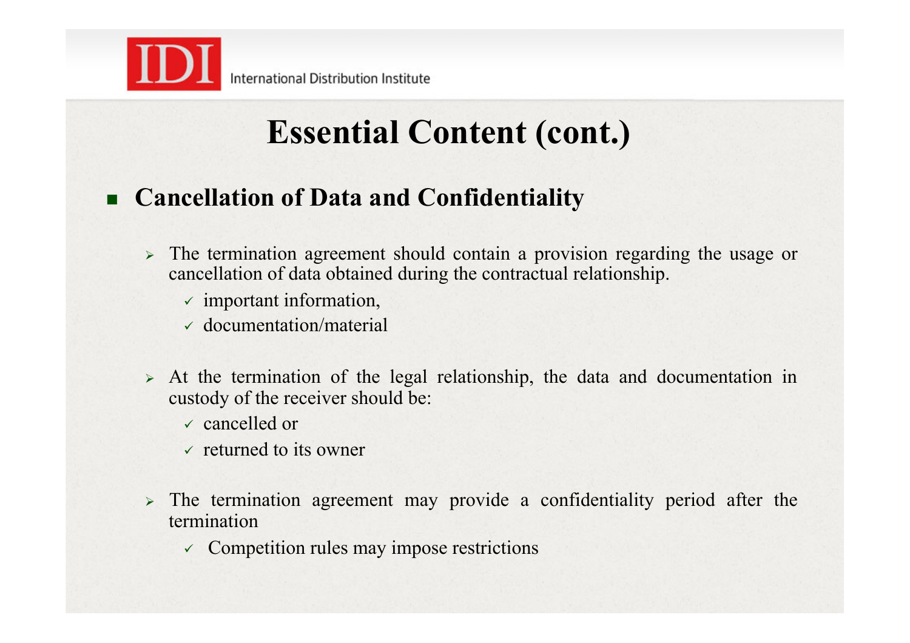# Essential Content (cont.)

- **Cancellation of Data and Confidentiality**
  - The termination agreement should contain a provision regarding the usage or cancellation of data obtained during the contractual relationship.
    - ✓ important information,
    - ✓ documentation/material
  - At the termination of the legal relationship, the data and documentation in custody of the receiver should be:
    - ✓ cancelled or
    - ✓ returned to its owner
  - The termination agreement may provide a confidentiality period after the termination
    - ✓ Competition rules may impose restrictions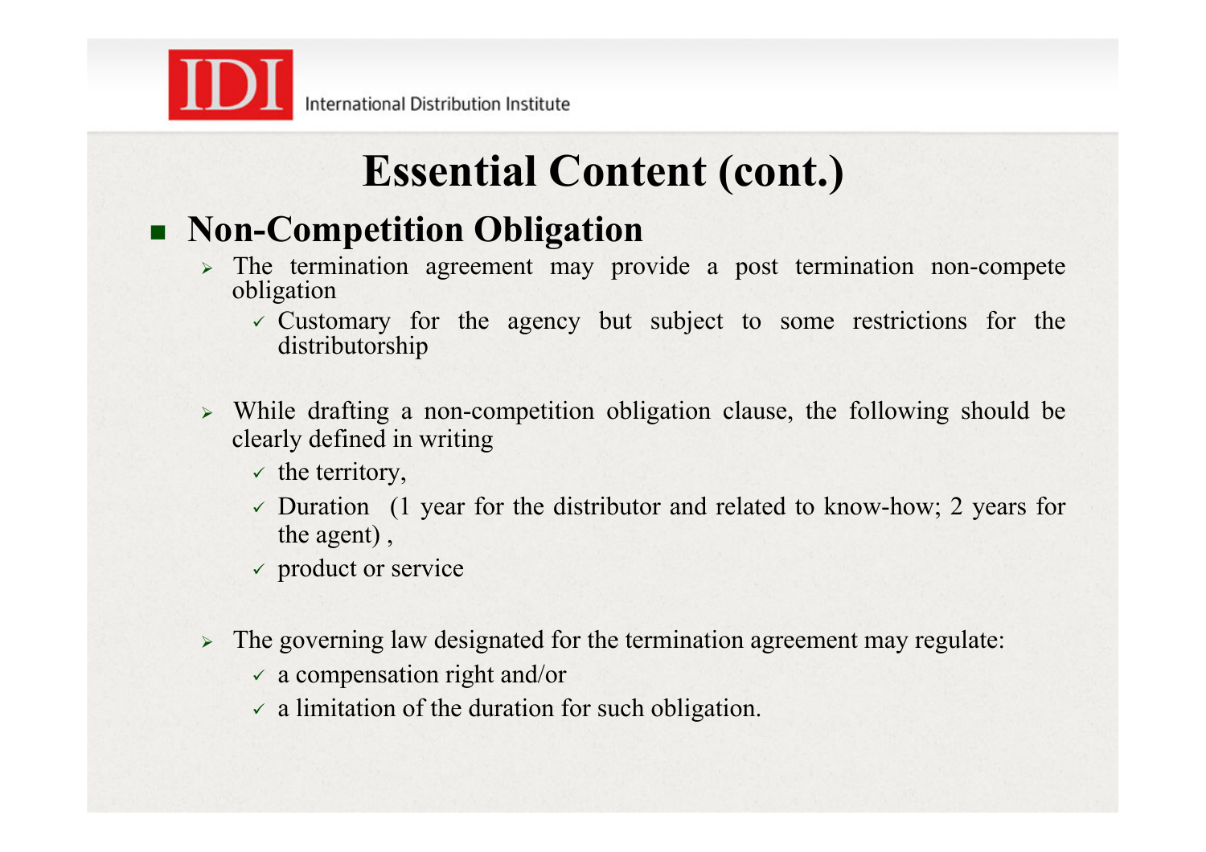# Essential Content (cont.)

- **Non-Competition Obligation**
  - The termination agreement may provide a post termination non-compete obligation
    - ✓ Customary for the agency but subject to some restrictions for the distributorship
  - While drafting a non-competition obligation clause, the following should be clearly defined in writing
    - ✓ the territory,
    - ✓ Duration (1 year for the distributor and related to know-how; 2 years for the agent) ,
    - ✓ product or service
  - The governing law designated for the termination agreement may regulate:
    - ✓ a compensation right and/or
    - ✓ a limitation of the duration for such obligation.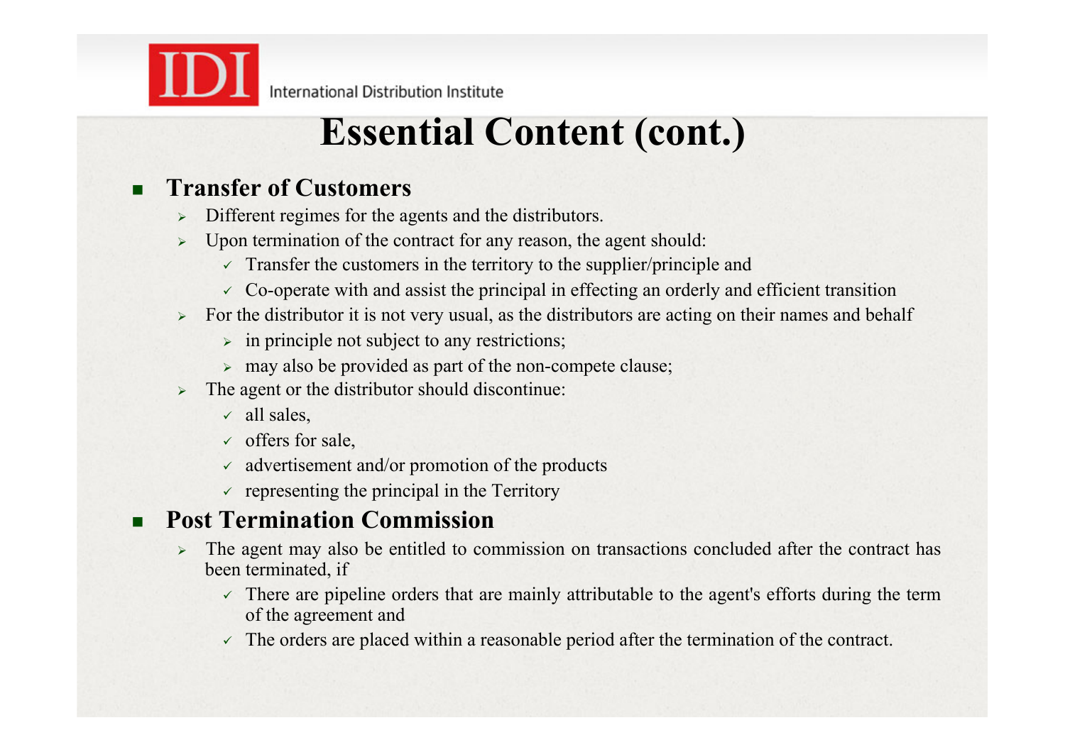# Essential Content (cont.)

- **Transfer of Customers**
  - Different regimes for the agents and the distributors.
  - Upon termination of the contract for any reason, the agent should:
    - ✓ Transfer the customers in the territory to the supplier/principle and
    - ✓ Co-operate with and assist the principal in effecting an orderly and efficient transition
  - For the distributor it is not very usual, as the distributors are acting on their names and behalf
    - in principle not subject to any restrictions;
    - may also be provided as part of the non-compete clause;
  - The agent or the distributor should discontinue:
    - ✓ all sales,
    - ✓ offers for sale,
    - ✓ advertisement and/or promotion of the products
    - ✓ representing the principal in the Territory
- **Post Termination Commission**
  - The agent may also be entitled to commission on transactions concluded after the contract has been terminated, if
    - ✓ There are pipeline orders that are mainly attributable to the agent's efforts during the term of the agreement and
    - ✓ The orders are placed within a reasonable period after the termination of the contract.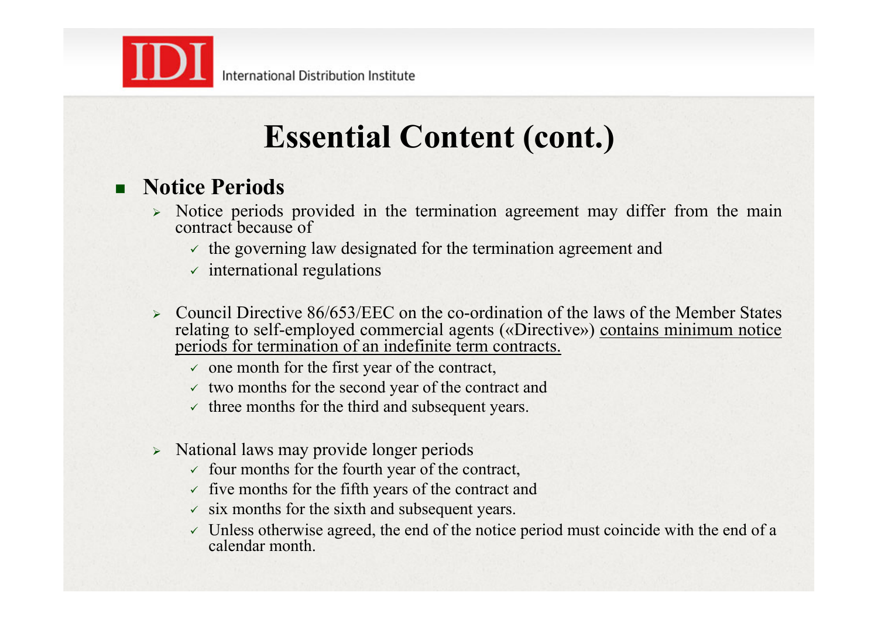# Essential Content (cont.)

- **Notice Periods**
  - Notice periods provided in the termination agreement may differ from the main contract because of
    - the governing law designated for the termination agreement and
    - international regulations
  - Council Directive 86/653/EEC on the co-ordination of the laws of the Member States relating to self-employed commercial agents («Directive») <u>contains minimum notice periods for termination of an indefinite term contracts.</u>
    - one month for the first year of the contract,
    - two months for the second year of the contract and
    - three months for the third and subsequent years.
  - National laws may provide longer periods
    - four months for the fourth year of the contract,
    - five months for the fifth years of the contract and
    - six months for the sixth and subsequent years.
    - Unless otherwise agreed, the end of the notice period must coincide with the end of a calendar month.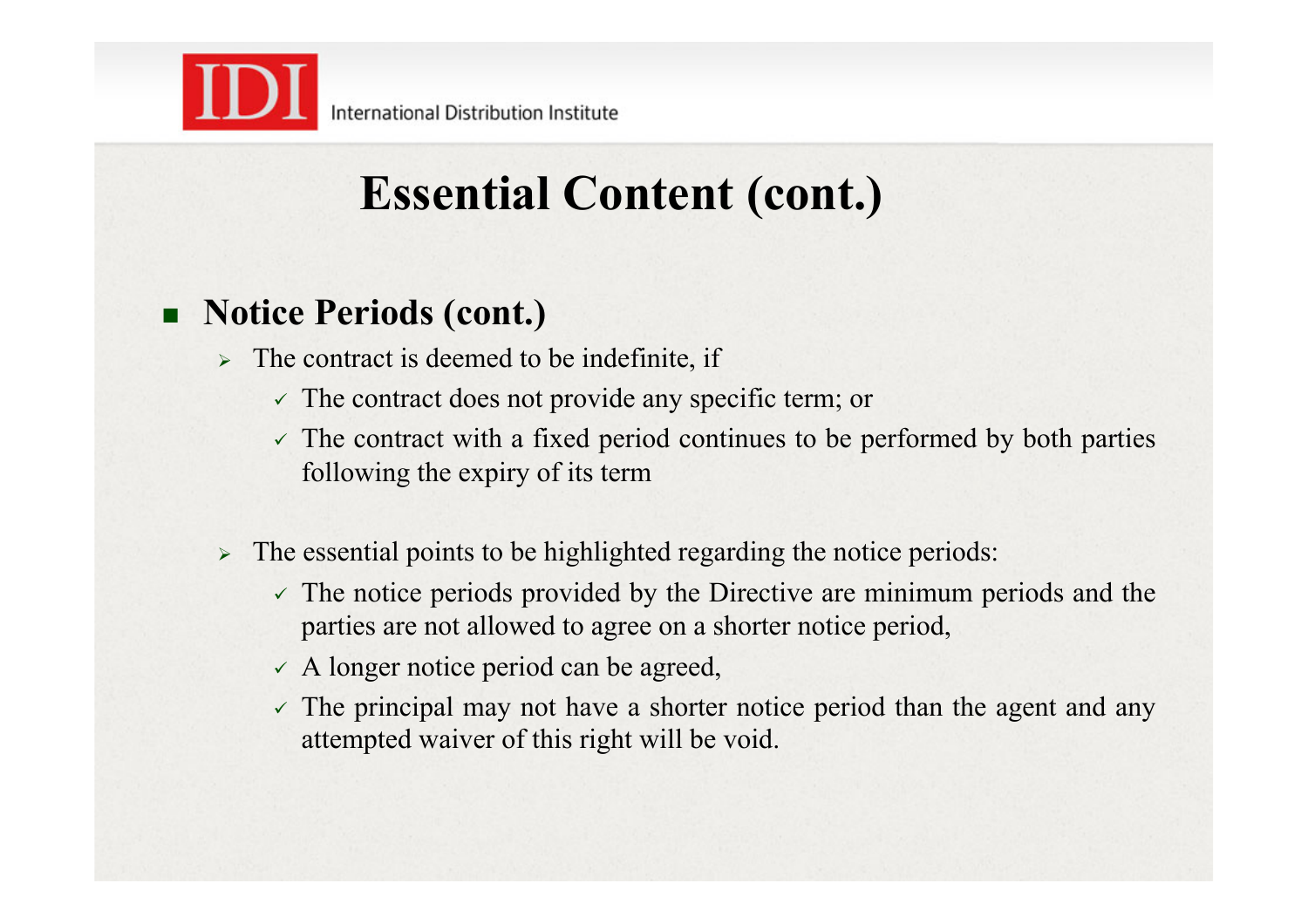# Essential Content (cont.)

- **Notice Periods (cont.)**
  - The contract is deemed to be indefinite, if
    - ✓ The contract does not provide any specific term; or
    - ✓ The contract with a fixed period continues to be performed by both parties following the expiry of its term
  - The essential points to be highlighted regarding the notice periods:
    - ✓ The notice periods provided by the Directive are minimum periods and the parties are not allowed to agree on a shorter notice period,
    - ✓ A longer notice period can be agreed,
    - ✓ The principal may not have a shorter notice period than the agent and any attempted waiver of this right will be void.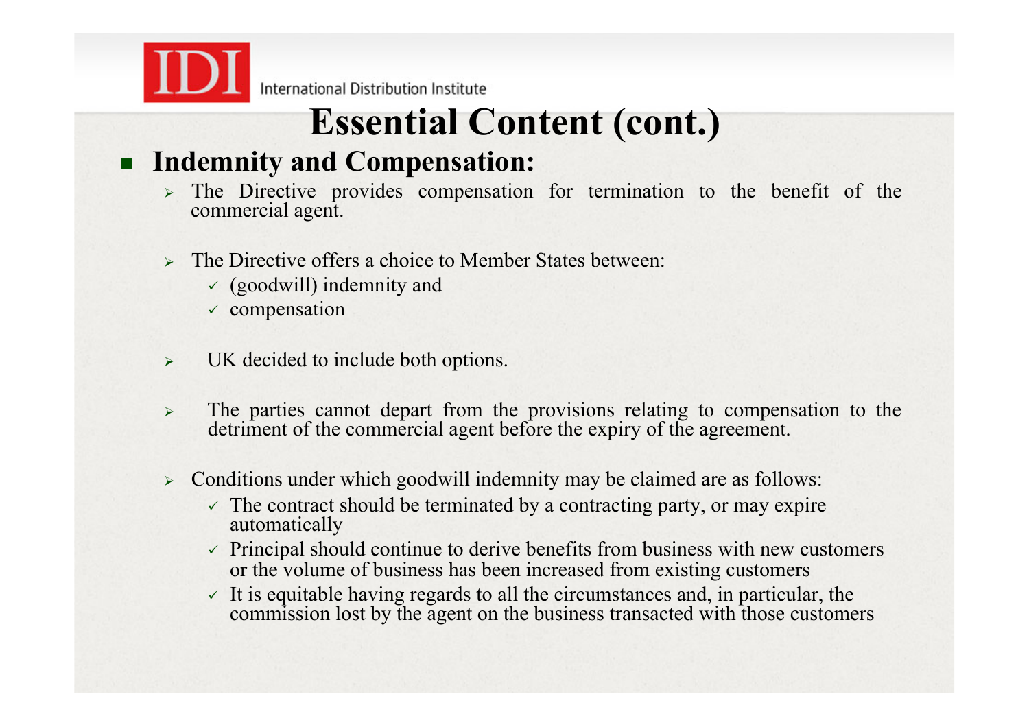# Essential Content (cont.)

- **Indemnity and Compensation:**
  - The Directive provides compensation for termination to the benefit of the commercial agent.
  - The Directive offers a choice to Member States between:
    - ✓ (goodwill) indemnity and
    - ✓ compensation
  - UK decided to include both options.
  - The parties cannot depart from the provisions relating to compensation to the detriment of the commercial agent before the expiry of the agreement.
  - Conditions under which goodwill indemnity may be claimed are as follows:
    - ✓ The contract should be terminated by a contracting party, or may expire automatically
    - ✓ Principal should continue to derive benefits from business with new customers or the volume of business has been increased from existing customers
    - ✓ It is equitable having regards to all the circumstances and, in particular, the commission lost by the agent on the business transacted with those customers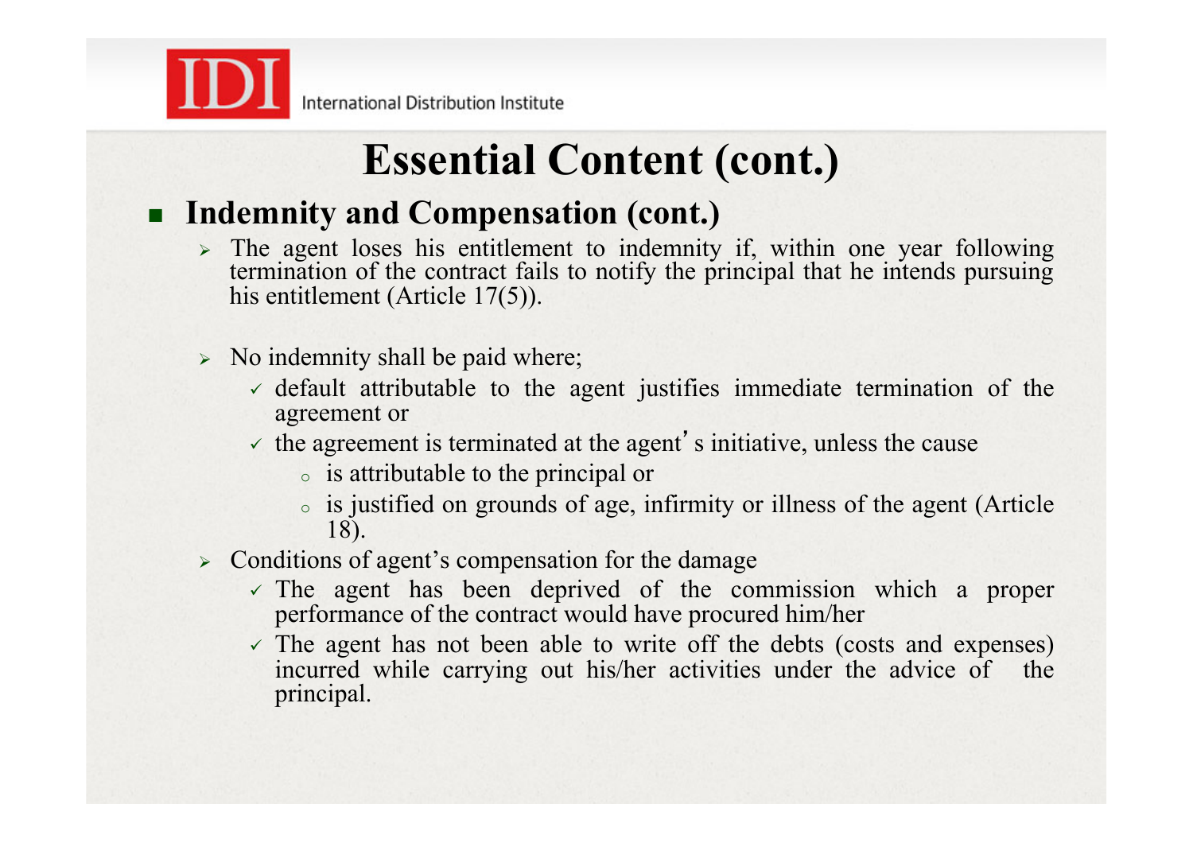# Essential Content (cont.)

- **Indemnity and Compensation (cont.)**
  - The agent loses his entitlement to indemnity if, within one year following termination of the contract fails to notify the principal that he intends pursuing his entitlement (Article 17(5)).
  - No indemnity shall be paid where;
    - default attributable to the agent justifies immediate termination of the agreement or
    - the agreement is terminated at the agent's initiative, unless the cause
      - is attributable to the principal or
      - is justified on grounds of age, infirmity or illness of the agent (Article 18).
  - Conditions of agent's compensation for the damage
    - The agent has been deprived of the commission which a proper performance of the contract would have procured him/her
    - The agent has not been able to write off the debts (costs and expenses) incurred while carrying out his/her activities under the advice of the principal.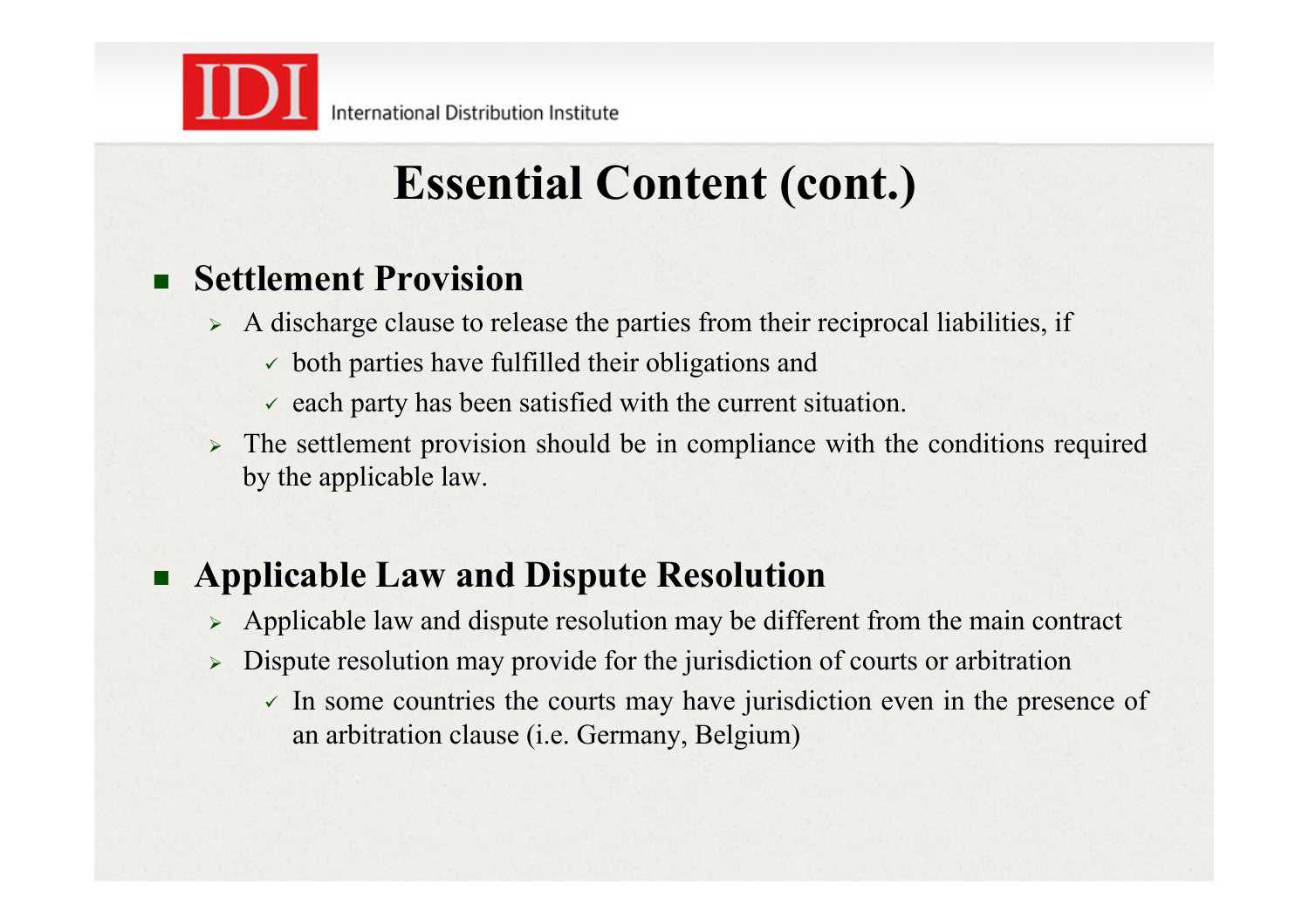# Essential Content (cont.)

- **Settlement Provision**
  - A discharge clause to release the parties from their reciprocal liabilities, if
    - both parties have fulfilled their obligations and
    - each party has been satisfied with the current situation.
  - The settlement provision should be in compliance with the conditions required by the applicable law.

- **Applicable Law and Dispute Resolution**
  - Applicable law and dispute resolution may be different from the main contract
  - Dispute resolution may provide for the jurisdiction of courts or arbitration
    - In some countries the courts may have jurisdiction even in the presence of an arbitration clause (i.e. Germany, Belgium)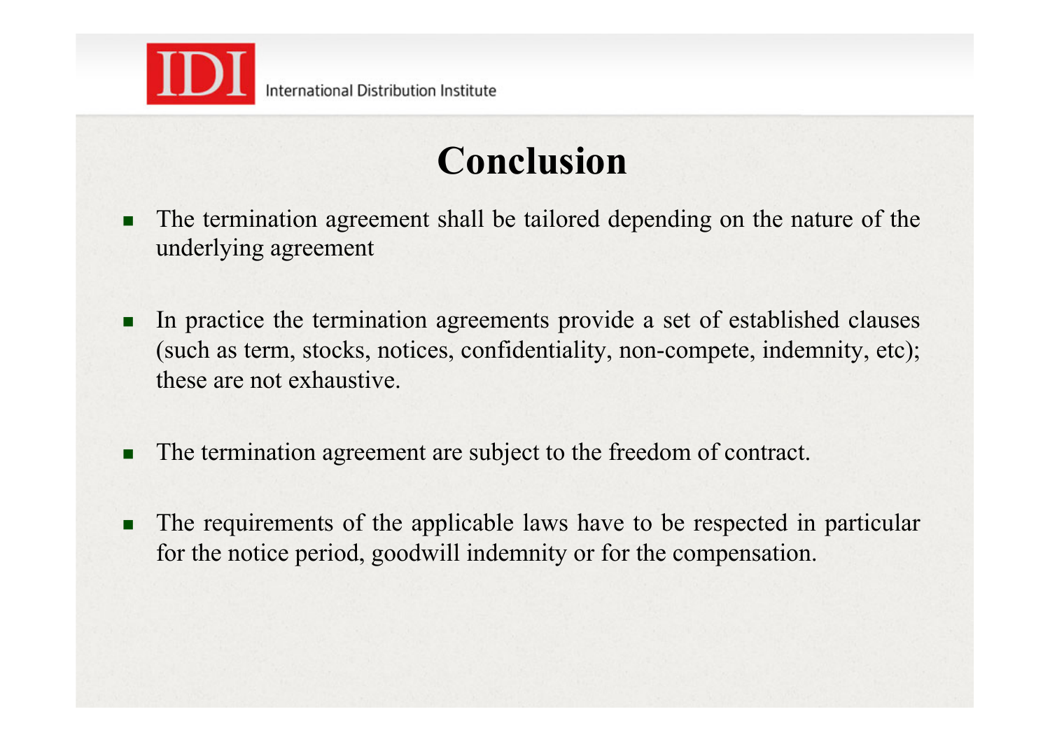# Conclusion

- The termination agreement shall be tailored depending on the nature of the underlying agreement

- In practice the termination agreements provide a set of established clauses (such as term, stocks, notices, confidentiality, non-compete, indemnity, etc); these are not exhaustive.

- The termination agreement are subject to the freedom of contract.

- The requirements of the applicable laws have to be respected in particular for the notice period, goodwill indemnity or for the compensation.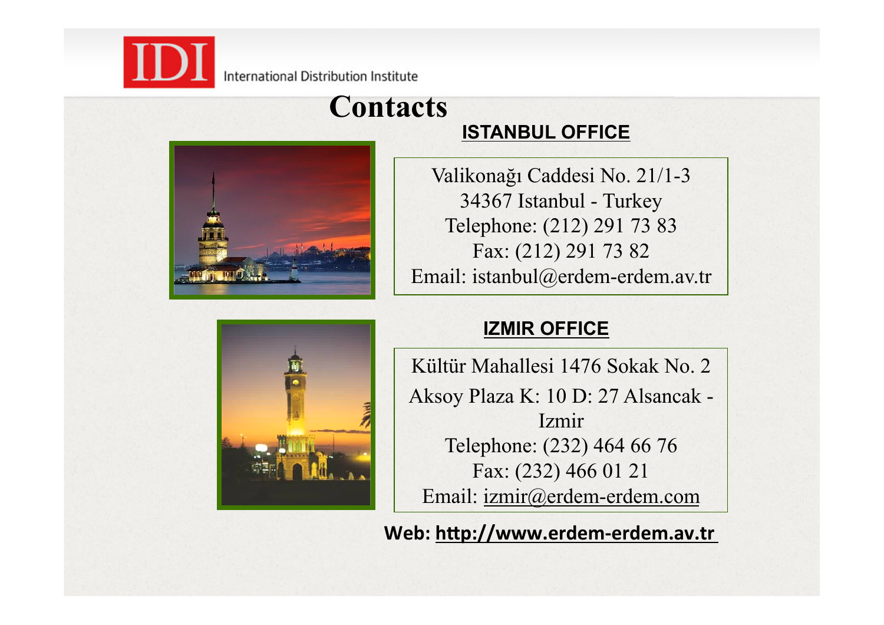# Contacts

## ISTANBUL OFFICE

Valikonağı Caddesi No. 21/1-3
34367 Istanbul - Turkey
Telephone: (212) 291 73 83
Fax: (212) 291 73 82
Email: istanbul@erdem-erdem.av.tr

## IZMIR OFFICE

Kültür Mahallesi 1476 Sokak No. 2
Aksoy Plaza K: 10 D: 27 Alsancak - Izmir
Telephone: (232) 464 66 76
Fax: (232) 466 01 21
Email: izmir@erdem-erdem.com

**Web: http://www.erdem-erdem.av.tr**